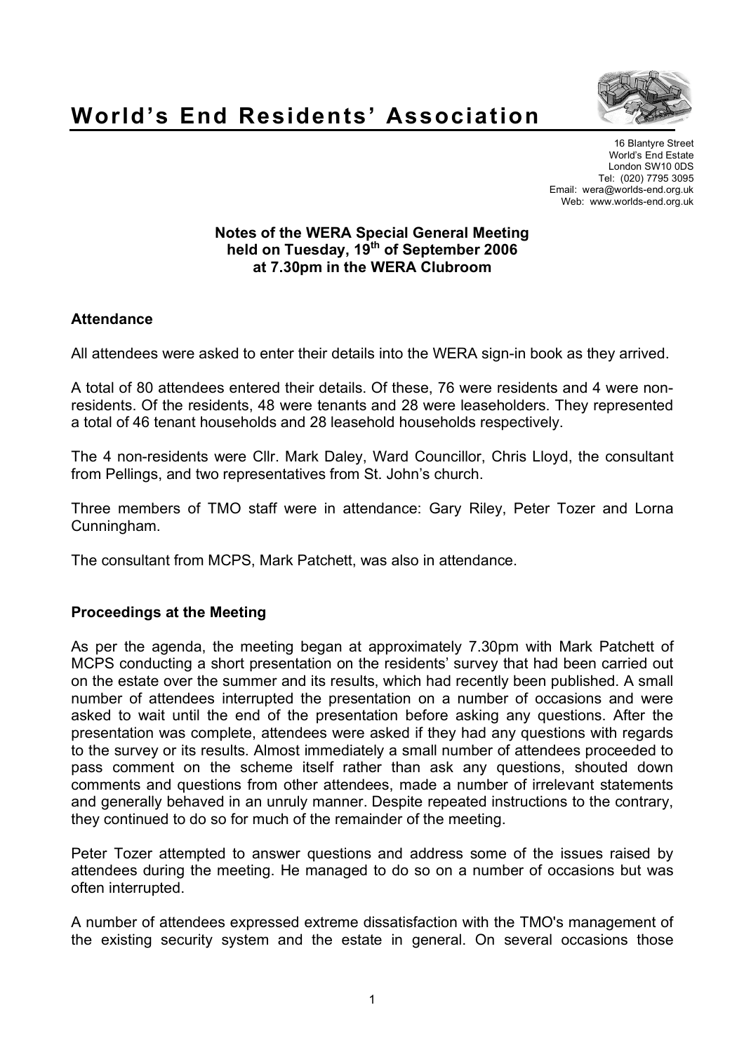# World's End Residents' Association

16 Blantyre Street
World's End Estate
London SW10 0DS
Tel: (020) 7795 3095
Email: wera@worlds-end.org.uk
Web: www.worlds-end.org.uk

**Notes of the WERA Special General Meeting held on Tuesday, 19th of September 2006 at 7.30pm in the WERA Clubroom**

## Attendance

All attendees were asked to enter their details into the WERA sign-in book as they arrived.

A total of 80 attendees entered their details. Of these, 76 were residents and 4 were non-residents. Of the residents, 48 were tenants and 28 were leaseholders. They represented a total of 46 tenant households and 28 leasehold households respectively.

The 4 non-residents were Cllr. Mark Daley, Ward Councillor, Chris Lloyd, the consultant from Pellings, and two representatives from St. John's church.

Three members of TMO staff were in attendance: Gary Riley, Peter Tozer and Lorna Cunningham.

The consultant from MCPS, Mark Patchett, was also in attendance.

## Proceedings at the Meeting

As per the agenda, the meeting began at approximately 7.30pm with Mark Patchett of MCPS conducting a short presentation on the residents' survey that had been carried out on the estate over the summer and its results, which had recently been published. A small number of attendees interrupted the presentation on a number of occasions and were asked to wait until the end of the presentation before asking any questions. After the presentation was complete, attendees were asked if they had any questions with regards to the survey or its results. Almost immediately a small number of attendees proceeded to pass comment on the scheme itself rather than ask any questions, shouted down comments and questions from other attendees, made a number of irrelevant statements and generally behaved in an unruly manner. Despite repeated instructions to the contrary, they continued to do so for much of the remainder of the meeting.

Peter Tozer attempted to answer questions and address some of the issues raised by attendees during the meeting. He managed to do so on a number of occasions but was often interrupted.

A number of attendees expressed extreme dissatisfaction with the TMO's management of the existing security system and the estate in general. On several occasions those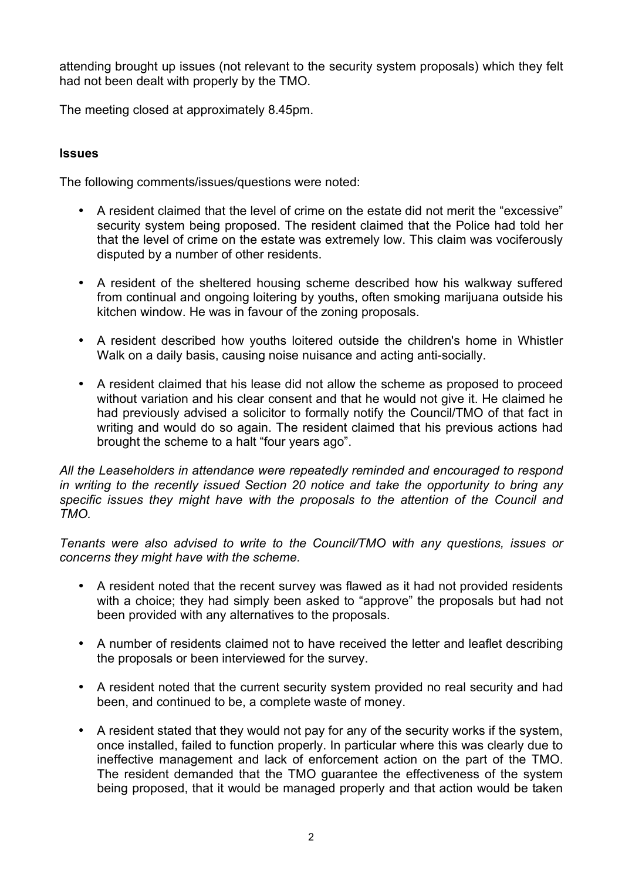attending brought up issues (not relevant to the security system proposals) which they felt had not been dealt with properly by the TMO.

The meeting closed at approximately 8.45pm.

**Issues**

The following comments/issues/questions were noted:

- A resident claimed that the level of crime on the estate did not merit the "excessive" security system being proposed. The resident claimed that the Police had told her that the level of crime on the estate was extremely low. This claim was vociferously disputed by a number of other residents.
- A resident of the sheltered housing scheme described how his walkway suffered from continual and ongoing loitering by youths, often smoking marijuana outside his kitchen window. He was in favour of the zoning proposals.
- A resident described how youths loitered outside the children's home in Whistler Walk on a daily basis, causing noise nuisance and acting anti-socially.
- A resident claimed that his lease did not allow the scheme as proposed to proceed without variation and his clear consent and that he would not give it. He claimed he had previously advised a solicitor to formally notify the Council/TMO of that fact in writing and would do so again. The resident claimed that his previous actions had brought the scheme to a halt "four years ago".

*All the Leaseholders in attendance were repeatedly reminded and encouraged to respond in writing to the recently issued Section 20 notice and take the opportunity to bring any specific issues they might have with the proposals to the attention of the Council and TMO.*

*Tenants were also advised to write to the Council/TMO with any questions, issues or concerns they might have with the scheme.*

- A resident noted that the recent survey was flawed as it had not provided residents with a choice; they had simply been asked to "approve" the proposals but had not been provided with any alternatives to the proposals.
- A number of residents claimed not to have received the letter and leaflet describing the proposals or been interviewed for the survey.
- A resident noted that the current security system provided no real security and had been, and continued to be, a complete waste of money.
- A resident stated that they would not pay for any of the security works if the system, once installed, failed to function properly. In particular where this was clearly due to ineffective management and lack of enforcement action on the part of the TMO. The resident demanded that the TMO guarantee the effectiveness of the system being proposed, that it would be managed properly and that action would be taken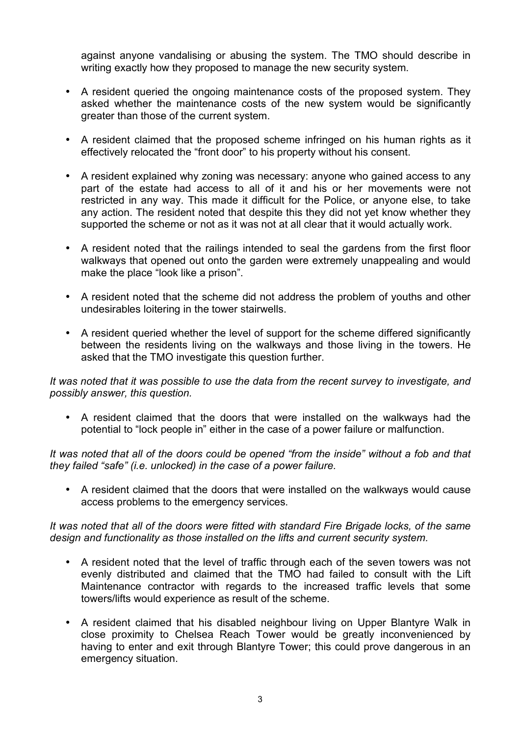against anyone vandalising or abusing the system. The TMO should describe in writing exactly how they proposed to manage the new security system.

- A resident queried the ongoing maintenance costs of the proposed system. They asked whether the maintenance costs of the new system would be significantly greater than those of the current system.

- A resident claimed that the proposed scheme infringed on his human rights as it effectively relocated the "front door" to his property without his consent.

- A resident explained why zoning was necessary: anyone who gained access to any part of the estate had access to all of it and his or her movements were not restricted in any way. This made it difficult for the Police, or anyone else, to take any action. The resident noted that despite this they did not yet know whether they supported the scheme or not as it was not at all clear that it would actually work.

- A resident noted that the railings intended to seal the gardens from the first floor walkways that opened out onto the garden were extremely unappealing and would make the place "look like a prison".

- A resident noted that the scheme did not address the problem of youths and other undesirables loitering in the tower stairwells.

- A resident queried whether the level of support for the scheme differed significantly between the residents living on the walkways and those living in the towers. He asked that the TMO investigate this question further.

*It was noted that it was possible to use the data from the recent survey to investigate, and possibly answer, this question.*

- A resident claimed that the doors that were installed on the walkways had the potential to "lock people in" either in the case of a power failure or malfunction.

*It was noted that all of the doors could be opened "from the inside" without a fob and that they failed "safe" (i.e. unlocked) in the case of a power failure.*

- A resident claimed that the doors that were installed on the walkways would cause access problems to the emergency services.

*It was noted that all of the doors were fitted with standard Fire Brigade locks, of the same design and functionality as those installed on the lifts and current security system.*

- A resident noted that the level of traffic through each of the seven towers was not evenly distributed and claimed that the TMO had failed to consult with the Lift Maintenance contractor with regards to the increased traffic levels that some towers/lifts would experience as result of the scheme.

- A resident claimed that his disabled neighbour living on Upper Blantyre Walk in close proximity to Chelsea Reach Tower would be greatly inconvenienced by having to enter and exit through Blantyre Tower; this could prove dangerous in an emergency situation.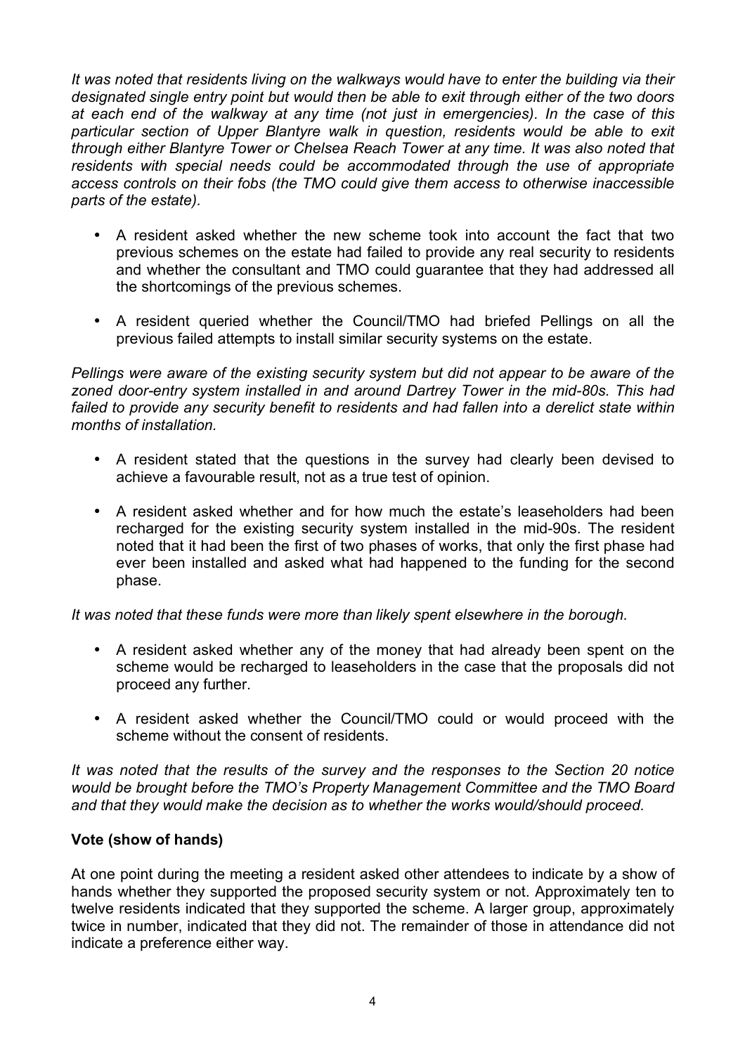*It was noted that residents living on the walkways would have to enter the building via their designated single entry point but would then be able to exit through either of the two doors at each end of the walkway at any time (not just in emergencies). In the case of this particular section of Upper Blantyre walk in question, residents would be able to exit through either Blantyre Tower or Chelsea Reach Tower at any time. It was also noted that residents with special needs could be accommodated through the use of appropriate access controls on their fobs (the TMO could give them access to otherwise inaccessible parts of the estate).*

- A resident asked whether the new scheme took into account the fact that two previous schemes on the estate had failed to provide any real security to residents and whether the consultant and TMO could guarantee that they had addressed all the shortcomings of the previous schemes.

- A resident queried whether the Council/TMO had briefed Pellings on all the previous failed attempts to install similar security systems on the estate.

*Pellings were aware of the existing security system but did not appear to be aware of the zoned door-entry system installed in and around Dartrey Tower in the mid-80s. This had failed to provide any security benefit to residents and had fallen into a derelict state within months of installation.*

- A resident stated that the questions in the survey had clearly been devised to achieve a favourable result, not as a true test of opinion.

- A resident asked whether and for how much the estate's leaseholders had been recharged for the existing security system installed in the mid-90s. The resident noted that it had been the first of two phases of works, that only the first phase had ever been installed and asked what had happened to the funding for the second phase.

*It was noted that these funds were more than likely spent elsewhere in the borough.*

- A resident asked whether any of the money that had already been spent on the scheme would be recharged to leaseholders in the case that the proposals did not proceed any further.

- A resident asked whether the Council/TMO could or would proceed with the scheme without the consent of residents.

*It was noted that the results of the survey and the responses to the Section 20 notice would be brought before the TMO's Property Management Committee and the TMO Board and that they would make the decision as to whether the works would/should proceed.*

**Vote (show of hands)**

At one point during the meeting a resident asked other attendees to indicate by a show of hands whether they supported the proposed security system or not. Approximately ten to twelve residents indicated that they supported the scheme. A larger group, approximately twice in number, indicated that they did not. The remainder of those in attendance did not indicate a preference either way.